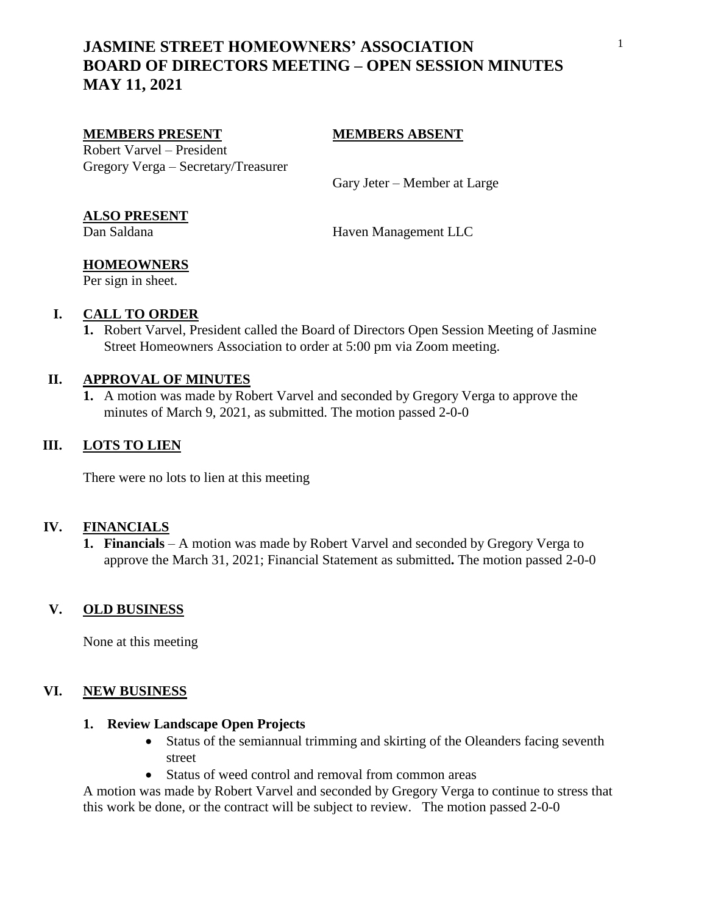# JASMINE STREET HOMEOWNERS' ASSOCIATION
# BOARD OF DIRECTORS MEETING – OPEN SESSION MINUTES
# MAY 11, 2021

**MEMBERS PRESENT**

Robert Varvel – President
Gregory Verga – Secretary/Treasurer

**MEMBERS ABSENT**

Gary Jeter – Member at Large

**ALSO PRESENT**

Dan Saldana Haven Management LLC

**HOMEOWNERS**

Per sign in sheet.

## I. CALL TO ORDER

1. Robert Varvel, President called the Board of Directors Open Session Meeting of Jasmine Street Homeowners Association to order at 5:00 pm via Zoom meeting.

## II. APPROVAL OF MINUTES

1. A motion was made by Robert Varvel and seconded by Gregory Verga to approve the minutes of March 9, 2021, as submitted. The motion passed 2-0-0

## III. LOTS TO LIEN

There were no lots to lien at this meeting

## IV. FINANCIALS

1. **Financials** – A motion was made by Robert Varvel and seconded by Gregory Verga to approve the March 31, 2021; Financial Statement as submitted**.** The motion passed 2-0-0

## V. OLD BUSINESS

None at this meeting

## VI. NEW BUSINESS

1. **Review Landscape Open Projects**
   - Status of the semiannual trimming and skirting of the Oleanders facing seventh street
   - Status of weed control and removal from common areas

A motion was made by Robert Varvel and seconded by Gregory Verga to continue to stress that this work be done, or the contract will be subject to review. The motion passed 2-0-0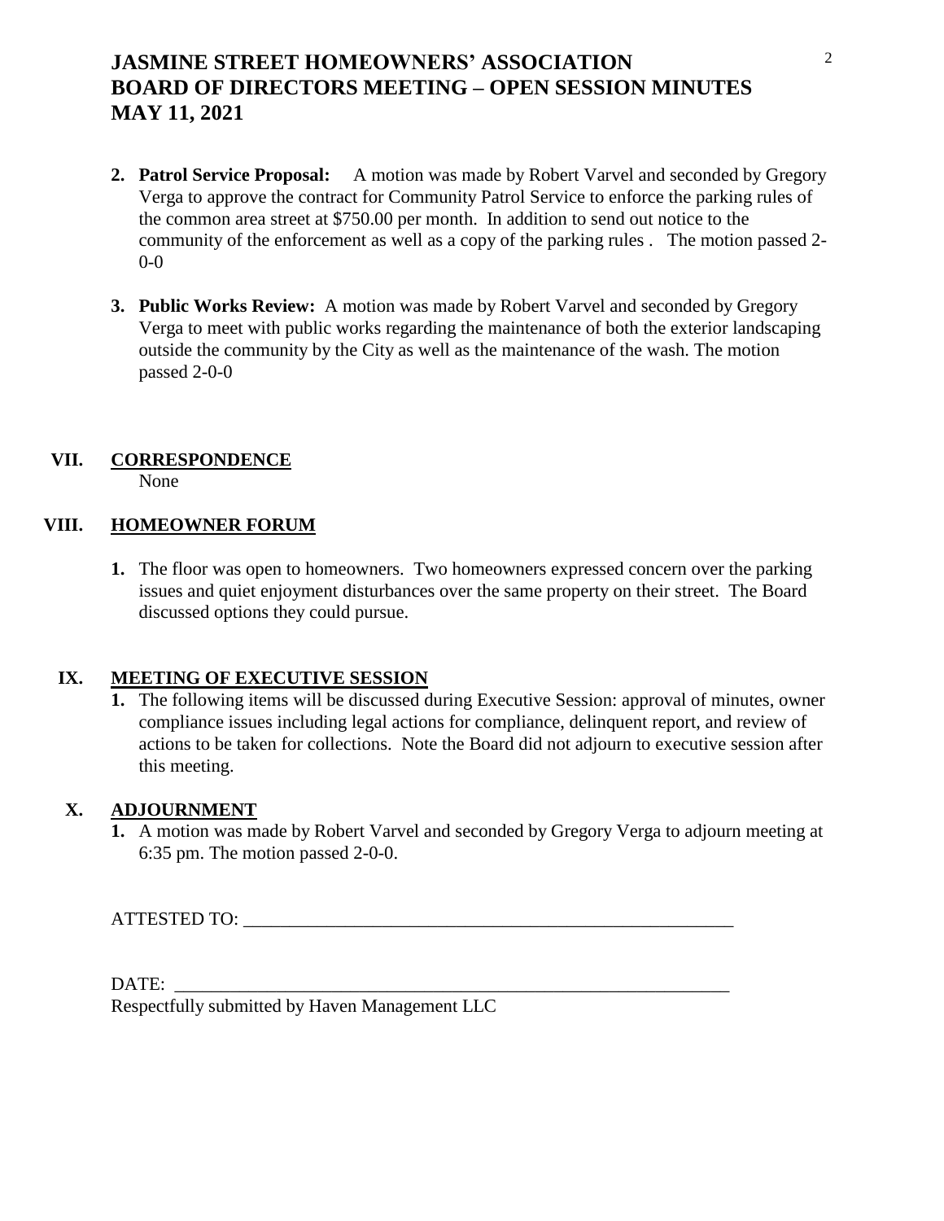# JASMINE STREET HOMEOWNERS' ASSOCIATION
# BOARD OF DIRECTORS MEETING – OPEN SESSION MINUTES
# MAY 11, 2021

2. **Patrol Service Proposal:** A motion was made by Robert Varvel and seconded by Gregory Verga to approve the contract for Community Patrol Service to enforce the parking rules of the common area street at $750.00 per month. In addition to send out notice to the community of the enforcement as well as a copy of the parking rules . The motion passed 2-0-0

3. **Public Works Review:** A motion was made by Robert Varvel and seconded by Gregory Verga to meet with public works regarding the maintenance of both the exterior landscaping outside the community by the City as well as the maintenance of the wash. The motion passed 2-0-0

## VII. CORRESPONDENCE

None

## VIII. HOMEOWNER FORUM

1. The floor was open to homeowners. Two homeowners expressed concern over the parking issues and quiet enjoyment disturbances over the same property on their street. The Board discussed options they could pursue.

## IX. MEETING OF EXECUTIVE SESSION

1. The following items will be discussed during Executive Session: approval of minutes, owner compliance issues including legal actions for compliance, delinquent report, and review of actions to be taken for collections. Note the Board did not adjourn to executive session after this meeting.

## X. ADJOURNMENT

1. A motion was made by Robert Varvel and seconded by Gregory Verga to adjourn meeting at 6:35 pm. The motion passed 2-0-0.

ATTESTED TO: _______________________________________________________

DATE: _______________________________________________________

Respectfully submitted by Haven Management LLC